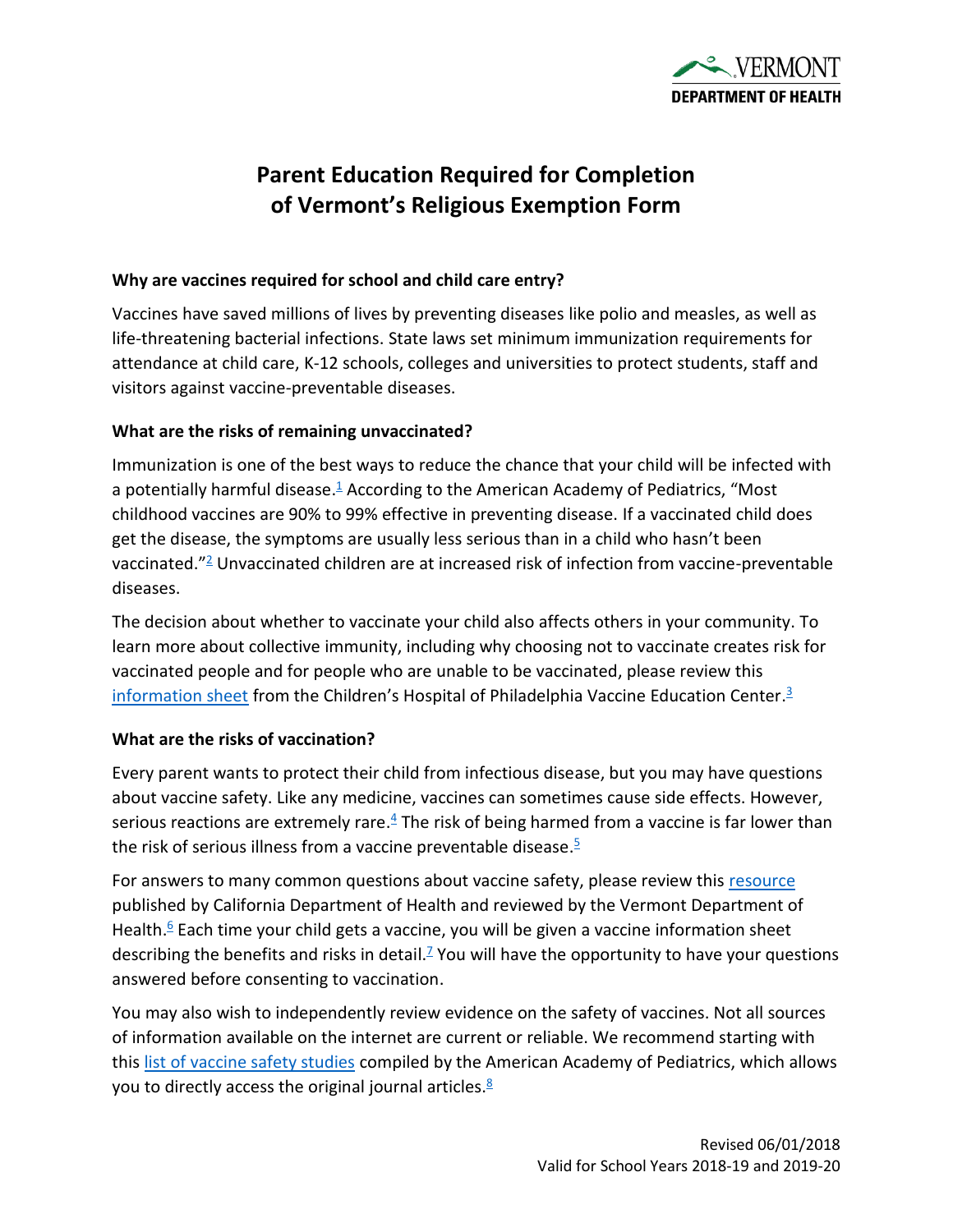VERMONT
DEPARTMENT OF HEALTH

# Parent Education Required for Completion of Vermont's Religious Exemption Form

### Why are vaccines required for school and child care entry?

Vaccines have saved millions of lives by preventing diseases like polio and measles, as well as life-threatening bacterial infections. State laws set minimum immunization requirements for attendance at child care, K-12 schools, colleges and universities to protect students, staff and visitors against vaccine-preventable diseases.

### What are the risks of remaining unvaccinated?

Immunization is one of the best ways to reduce the chance that your child will be infected with a potentially harmful disease.[1] According to the American Academy of Pediatrics, "Most childhood vaccines are 90% to 99% effective in preventing disease. If a vaccinated child does get the disease, the symptoms are usually less serious than in a child who hasn't been vaccinated."[2] Unvaccinated children are at increased risk of infection from vaccine-preventable diseases.

The decision about whether to vaccinate your child also affects others in your community. To learn more about collective immunity, including why choosing not to vaccinate creates risk for vaccinated people and for people who are unable to be vaccinated, please review this information sheet from the Children's Hospital of Philadelphia Vaccine Education Center.[3]

### What are the risks of vaccination?

Every parent wants to protect their child from infectious disease, but you may have questions about vaccine safety. Like any medicine, vaccines can sometimes cause side effects. However, serious reactions are extremely rare.[4] The risk of being harmed from a vaccine is far lower than the risk of serious illness from a vaccine preventable disease.[5]

For answers to many common questions about vaccine safety, please review this resource published by California Department of Health and reviewed by the Vermont Department of Health.[6] Each time your child gets a vaccine, you will be given a vaccine information sheet describing the benefits and risks in detail.[7] You will have the opportunity to have your questions answered before consenting to vaccination.

You may also wish to independently review evidence on the safety of vaccines. Not all sources of information available on the internet are current or reliable. We recommend starting with this list of vaccine safety studies compiled by the American Academy of Pediatrics, which allows you to directly access the original journal articles.[8]

Revised 06/01/2018
Valid for School Years 2018-19 and 2019-20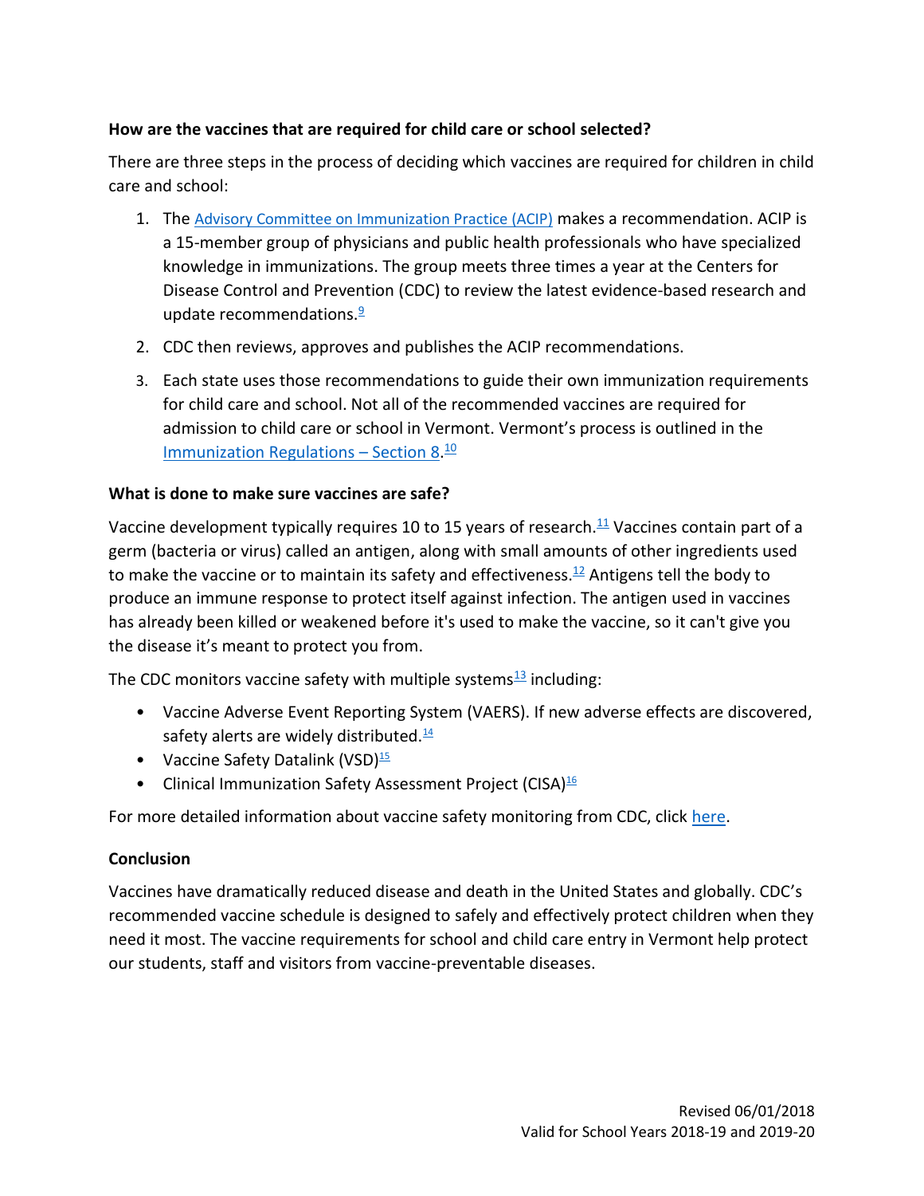**How are the vaccines that are required for child care or school selected?**

There are three steps in the process of deciding which vaccines are required for children in child care and school:

1. The Advisory Committee on Immunization Practice (ACIP) makes a recommendation. ACIP is a 15-member group of physicians and public health professionals who have specialized knowledge in immunizations. The group meets three times a year at the Centers for Disease Control and Prevention (CDC) to review the latest evidence-based research and update recommendations.[9]
2. CDC then reviews, approves and publishes the ACIP recommendations.
3. Each state uses those recommendations to guide their own immunization requirements for child care and school. Not all of the recommended vaccines are required for admission to child care or school in Vermont. Vermont's process is outlined in the Immunization Regulations – Section 8.[10]

**What is done to make sure vaccines are safe?**

Vaccine development typically requires 10 to 15 years of research.[11] Vaccines contain part of a germ (bacteria or virus) called an antigen, along with small amounts of other ingredients used to make the vaccine or to maintain its safety and effectiveness.[12] Antigens tell the body to produce an immune response to protect itself against infection. The antigen used in vaccines has already been killed or weakened before it's used to make the vaccine, so it can't give you the disease it's meant to protect you from.

The CDC monitors vaccine safety with multiple systems[13] including:

- Vaccine Adverse Event Reporting System (VAERS). If new adverse effects are discovered, safety alerts are widely distributed.[14]
- Vaccine Safety Datalink (VSD)[15]
- Clinical Immunization Safety Assessment Project (CISA)[16]

For more detailed information about vaccine safety monitoring from CDC, click here.

**Conclusion**

Vaccines have dramatically reduced disease and death in the United States and globally. CDC's recommended vaccine schedule is designed to safely and effectively protect children when they need it most. The vaccine requirements for school and child care entry in Vermont help protect our students, staff and visitors from vaccine-preventable diseases.

Revised 06/01/2018
Valid for School Years 2018-19 and 2019-20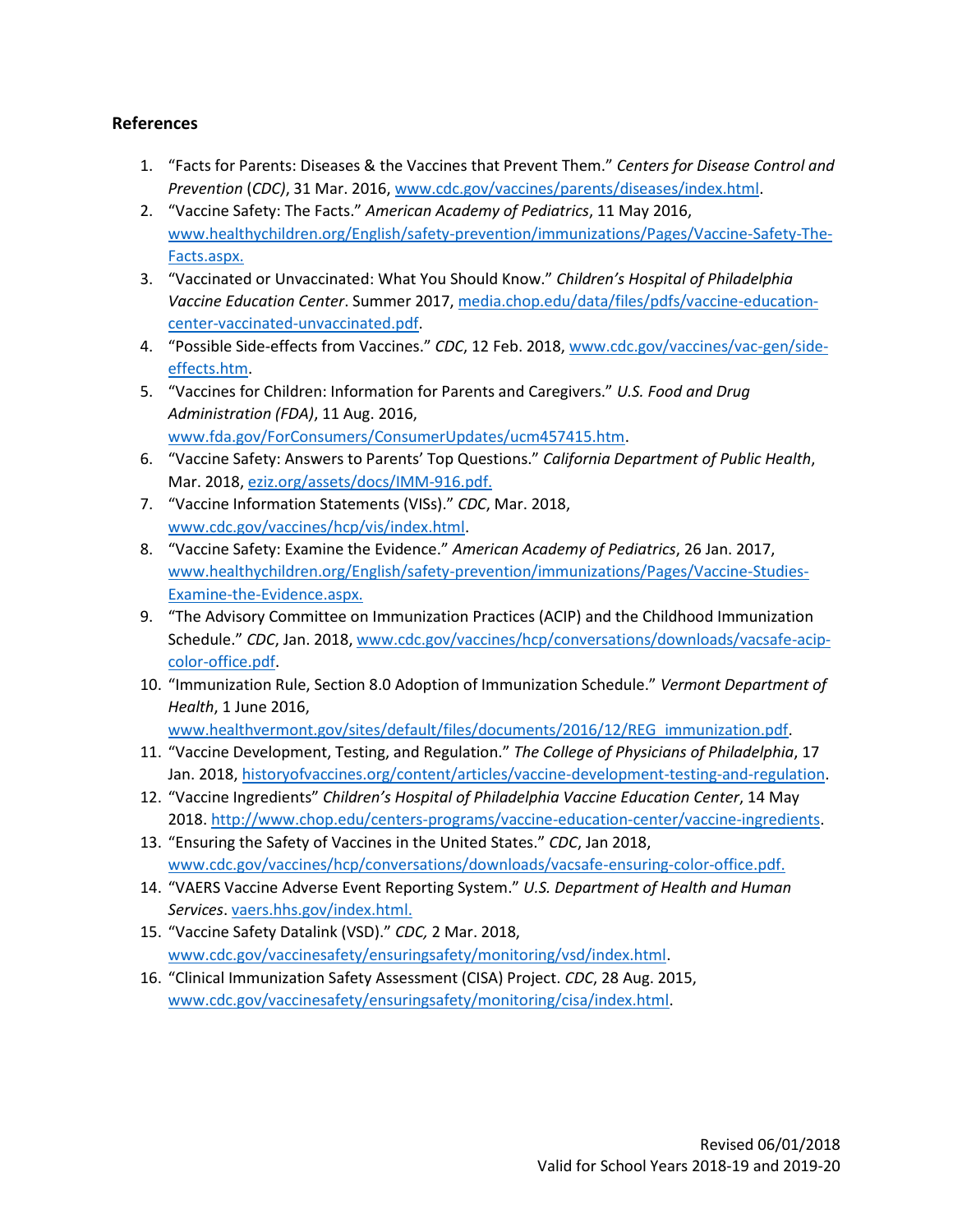**References**

1. "Facts for Parents: Diseases & the Vaccines that Prevent Them." *Centers for Disease Control and Prevention* (*CDC)*, 31 Mar. 2016, www.cdc.gov/vaccines/parents/diseases/index.html.
2. "Vaccine Safety: The Facts." *American Academy of Pediatrics*, 11 May 2016, www.healthychildren.org/English/safety-prevention/immunizations/Pages/Vaccine-Safety-The-Facts.aspx.
3. "Vaccinated or Unvaccinated: What You Should Know." *Children's Hospital of Philadelphia Vaccine Education Center*. Summer 2017, media.chop.edu/data/files/pdfs/vaccine-education-center-vaccinated-unvaccinated.pdf.
4. "Possible Side-effects from Vaccines." *CDC*, 12 Feb. 2018, www.cdc.gov/vaccines/vac-gen/side-effects.htm.
5. "Vaccines for Children: Information for Parents and Caregivers." *U.S. Food and Drug Administration (FDA)*, 11 Aug. 2016, www.fda.gov/ForConsumers/ConsumerUpdates/ucm457415.htm.
6. "Vaccine Safety: Answers to Parents' Top Questions." *California Department of Public Health*, Mar. 2018, eziz.org/assets/docs/IMM-916.pdf.
7. "Vaccine Information Statements (VISs)." *CDC*, Mar. 2018, www.cdc.gov/vaccines/hcp/vis/index.html.
8. "Vaccine Safety: Examine the Evidence." *American Academy of Pediatrics*, 26 Jan. 2017, www.healthychildren.org/English/safety-prevention/immunizations/Pages/Vaccine-Studies-Examine-the-Evidence.aspx.
9. "The Advisory Committee on Immunization Practices (ACIP) and the Childhood Immunization Schedule." *CDC*, Jan. 2018, www.cdc.gov/vaccines/hcp/conversations/downloads/vacsafe-acip-color-office.pdf.
10. "Immunization Rule, Section 8.0 Adoption of Immunization Schedule." *Vermont Department of Health*, 1 June 2016, www.healthvermont.gov/sites/default/files/documents/2016/12/REG_immunization.pdf.
11. "Vaccine Development, Testing, and Regulation." *The College of Physicians of Philadelphia*, 17 Jan. 2018, historyofvaccines.org/content/articles/vaccine-development-testing-and-regulation.
12. "Vaccine Ingredients" *Children's Hospital of Philadelphia Vaccine Education Center*, 14 May 2018. http://www.chop.edu/centers-programs/vaccine-education-center/vaccine-ingredients.
13. "Ensuring the Safety of Vaccines in the United States." *CDC*, Jan 2018, www.cdc.gov/vaccines/hcp/conversations/downloads/vacsafe-ensuring-color-office.pdf.
14. "VAERS Vaccine Adverse Event Reporting System." *U.S. Department of Health and Human Services*. vaers.hhs.gov/index.html.
15. "Vaccine Safety Datalink (VSD)." *CDC,* 2 Mar. 2018, www.cdc.gov/vaccinesafety/ensuringsafety/monitoring/vsd/index.html.
16. "Clinical Immunization Safety Assessment (CISA) Project. *CDC*, 28 Aug. 2015, www.cdc.gov/vaccinesafety/ensuringsafety/monitoring/cisa/index.html.

Revised 06/01/2018
Valid for School Years 2018-19 and 2019-20